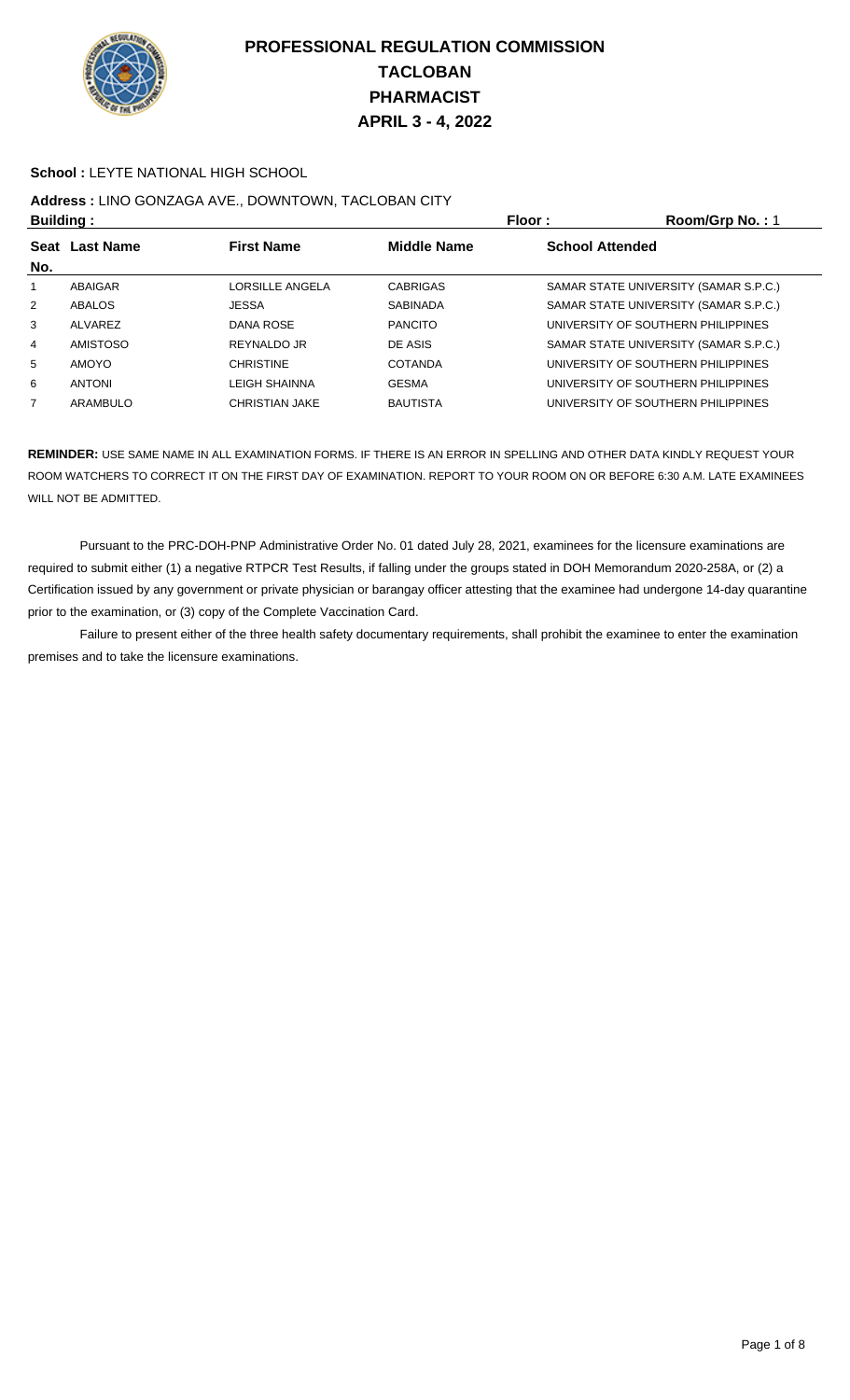# PROFESSIONAL REGULATION COMMISSION
# TACLOBAN
# PHARMACIST
# APRIL 3 - 4, 2022

**School :** LEYTE NATIONAL HIGH SCHOOL

**Address :** LINO GONZAGA AVE., DOWNTOWN, TACLOBAN CITY

**Building :** **Floor :** **Room/Grp No. :** 1

| Seat No. | Last Name | First Name | Middle Name | School Attended |
|---|---|---|---|---|
| 1 | ABAIGAR | LORSILLE ANGELA | CABRIGAS | SAMAR STATE UNIVERSITY (SAMAR S.P.C.) |
| 2 | ABALOS | JESSA | SABINADA | SAMAR STATE UNIVERSITY (SAMAR S.P.C.) |
| 3 | ALVAREZ | DANA ROSE | PANCITO | UNIVERSITY OF SOUTHERN PHILIPPINES |
| 4 | AMISTOSO | REYNALDO JR | DE ASIS | SAMAR STATE UNIVERSITY (SAMAR S.P.C.) |
| 5 | AMOYO | CHRISTINE | COTANDA | UNIVERSITY OF SOUTHERN PHILIPPINES |
| 6 | ANTONI | LEIGH SHAINNA | GESMA | UNIVERSITY OF SOUTHERN PHILIPPINES |
| 7 | ARAMBULO | CHRISTIAN JAKE | BAUTISTA | UNIVERSITY OF SOUTHERN PHILIPPINES |

**REMINDER:** USE SAME NAME IN ALL EXAMINATION FORMS. IF THERE IS AN ERROR IN SPELLING AND OTHER DATA KINDLY REQUEST YOUR ROOM WATCHERS TO CORRECT IT ON THE FIRST DAY OF EXAMINATION. REPORT TO YOUR ROOM ON OR BEFORE 6:30 A.M. LATE EXAMINEES WILL NOT BE ADMITTED.

Pursuant to the PRC-DOH-PNP Administrative Order No. 01 dated July 28, 2021, examinees for the licensure examinations are required to submit either (1) a negative RTPCR Test Results, if falling under the groups stated in DOH Memorandum 2020-258A, or (2) a Certification issued by any government or private physician or barangay officer attesting that the examinee had undergone 14-day quarantine prior to the examination, or (3) copy of the Complete Vaccination Card.

Failure to present either of the three health safety documentary requirements, shall prohibit the examinee to enter the examination premises and to take the licensure examinations.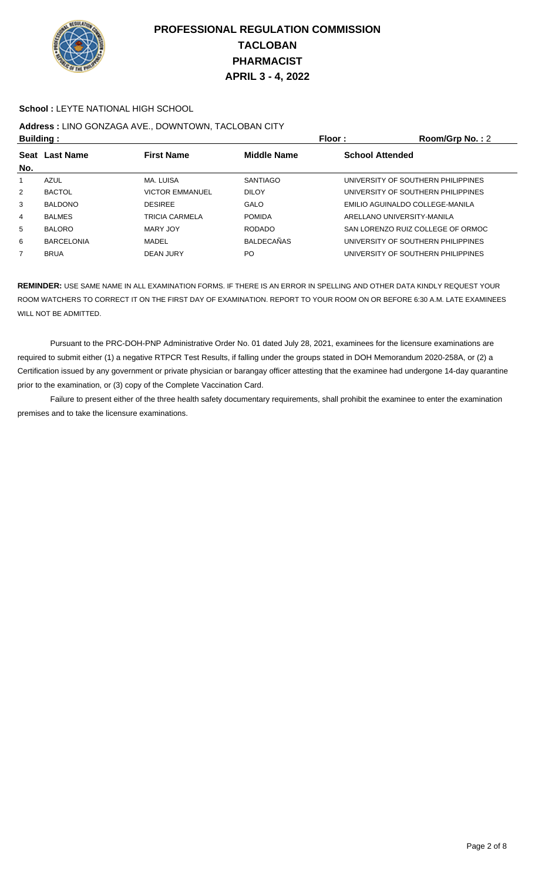# PROFESSIONAL REGULATION COMMISSION
## TACLOBAN
## PHARMACIST
## APRIL 3 - 4, 2022

**School :** LEYTE NATIONAL HIGH SCHOOL

**Address :** LINO GONZAGA AVE., DOWNTOWN, TACLOBAN CITY

**Building :** **Floor :** **Room/Grp No. :** 2

| Seat No. | Last Name | First Name | Middle Name | School Attended |
|---|---|---|---|---|
| 1 | AZUL | MA. LUISA | SANTIAGO | UNIVERSITY OF SOUTHERN PHILIPPINES |
| 2 | BACTOL | VICTOR EMMANUEL | DILOY | UNIVERSITY OF SOUTHERN PHILIPPINES |
| 3 | BALDONO | DESIREE | GALO | EMILIO AGUINALDO COLLEGE-MANILA |
| 4 | BALMES | TRICIA CARMELA | POMIDA | ARELLANO UNIVERSITY-MANILA |
| 5 | BALORO | MARY JOY | RODADO | SAN LORENZO RUIZ COLLEGE OF ORMOC |
| 6 | BARCELONIA | MADEL | BALDECAÑAS | UNIVERSITY OF SOUTHERN PHILIPPINES |
| 7 | BRUA | DEAN JURY | PO | UNIVERSITY OF SOUTHERN PHILIPPINES |

**REMINDER:** USE SAME NAME IN ALL EXAMINATION FORMS. IF THERE IS AN ERROR IN SPELLING AND OTHER DATA KINDLY REQUEST YOUR ROOM WATCHERS TO CORRECT IT ON THE FIRST DAY OF EXAMINATION. REPORT TO YOUR ROOM ON OR BEFORE 6:30 A.M. LATE EXAMINEES WILL NOT BE ADMITTED.

Pursuant to the PRC-DOH-PNP Administrative Order No. 01 dated July 28, 2021, examinees for the licensure examinations are required to submit either (1) a negative RTPCR Test Results, if falling under the groups stated in DOH Memorandum 2020-258A, or (2) a Certification issued by any government or private physician or barangay officer attesting that the examinee had undergone 14-day quarantine prior to the examination, or (3) copy of the Complete Vaccination Card.

Failure to present either of the three health safety documentary requirements, shall prohibit the examinee to enter the examination premises and to take the licensure examinations.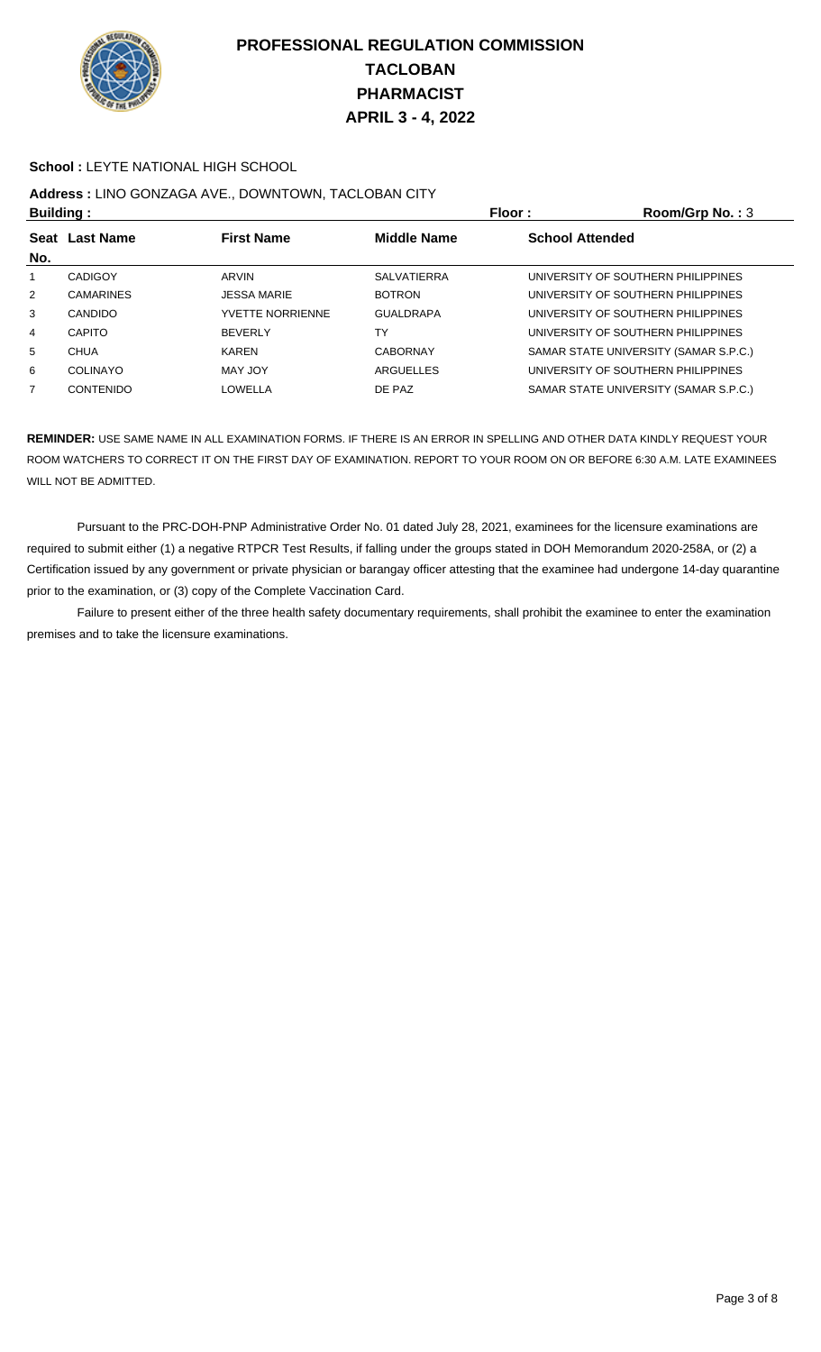# PROFESSIONAL REGULATION COMMISSION
# TACLOBAN
# PHARMACIST
# APRIL 3 - 4, 2022

**School :** LEYTE NATIONAL HIGH SCHOOL

**Address :** LINO GONZAGA AVE., DOWNTOWN, TACLOBAN CITY

**Building :** **Floor :** **Room/Grp No. :** 3

| Seat No. | Last Name | First Name | Middle Name | School Attended |
|---|---|---|---|---|
| 1 | CADIGOY | ARVIN | SALVATIERRA | UNIVERSITY OF SOUTHERN PHILIPPINES |
| 2 | CAMARINES | JESSA MARIE | BOTRON | UNIVERSITY OF SOUTHERN PHILIPPINES |
| 3 | CANDIDO | YVETTE NORRIENNE | GUALDRAPA | UNIVERSITY OF SOUTHERN PHILIPPINES |
| 4 | CAPITO | BEVERLY | TY | UNIVERSITY OF SOUTHERN PHILIPPINES |
| 5 | CHUA | KAREN | CABORNAY | SAMAR STATE UNIVERSITY (SAMAR S.P.C.) |
| 6 | COLINAYO | MAY JOY | ARGUELLES | UNIVERSITY OF SOUTHERN PHILIPPINES |
| 7 | CONTENIDO | LOWELLA | DE PAZ | SAMAR STATE UNIVERSITY (SAMAR S.P.C.) |

**REMINDER:** USE SAME NAME IN ALL EXAMINATION FORMS. IF THERE IS AN ERROR IN SPELLING AND OTHER DATA KINDLY REQUEST YOUR ROOM WATCHERS TO CORRECT IT ON THE FIRST DAY OF EXAMINATION. REPORT TO YOUR ROOM ON OR BEFORE 6:30 A.M. LATE EXAMINEES WILL NOT BE ADMITTED.

Pursuant to the PRC-DOH-PNP Administrative Order No. 01 dated July 28, 2021, examinees for the licensure examinations are required to submit either (1) a negative RTPCR Test Results, if falling under the groups stated in DOH Memorandum 2020-258A, or (2) a Certification issued by any government or private physician or barangay officer attesting that the examinee had undergone 14-day quarantine prior to the examination, or (3) copy of the Complete Vaccination Card.

Failure to present either of the three health safety documentary requirements, shall prohibit the examinee to enter the examination premises and to take the licensure examinations.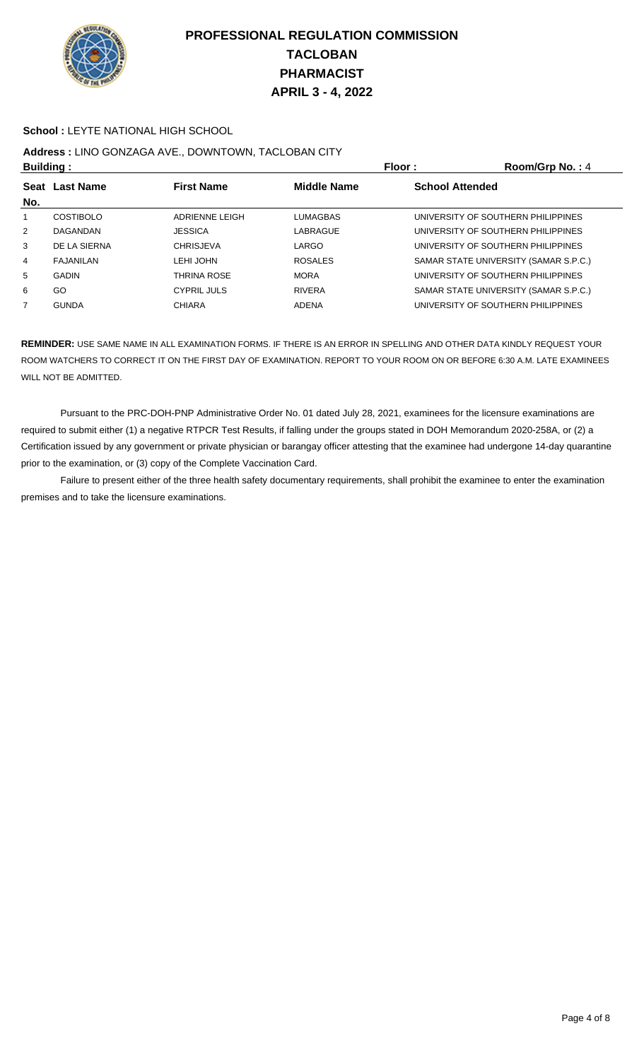# PROFESSIONAL REGULATION COMMISSION
# TACLOBAN
# PHARMACIST
# APRIL 3 - 4, 2022

**School :** LEYTE NATIONAL HIGH SCHOOL

**Address :** LINO GONZAGA AVE., DOWNTOWN, TACLOBAN CITY

**Building :** **Floor :** **Room/Grp No. :** 4

| Seat No. | Last Name | First Name | Middle Name | School Attended |
|---|---|---|---|---|
| 1 | COSTIBOLO | ADRIENNE LEIGH | LUMAGBAS | UNIVERSITY OF SOUTHERN PHILIPPINES |
| 2 | DAGANDAN | JESSICA | LABRAGUE | UNIVERSITY OF SOUTHERN PHILIPPINES |
| 3 | DE LA SIERNA | CHRISJEVA | LARGO | UNIVERSITY OF SOUTHERN PHILIPPINES |
| 4 | FAJANILAN | LEHI JOHN | ROSALES | SAMAR STATE UNIVERSITY (SAMAR S.P.C.) |
| 5 | GADIN | THRINA ROSE | MORA | UNIVERSITY OF SOUTHERN PHILIPPINES |
| 6 | GO | CYPRIL JULS | RIVERA | SAMAR STATE UNIVERSITY (SAMAR S.P.C.) |
| 7 | GUNDA | CHIARA | ADENA | UNIVERSITY OF SOUTHERN PHILIPPINES |

**REMINDER:** USE SAME NAME IN ALL EXAMINATION FORMS. IF THERE IS AN ERROR IN SPELLING AND OTHER DATA KINDLY REQUEST YOUR ROOM WATCHERS TO CORRECT IT ON THE FIRST DAY OF EXAMINATION. REPORT TO YOUR ROOM ON OR BEFORE 6:30 A.M. LATE EXAMINEES WILL NOT BE ADMITTED.

Pursuant to the PRC-DOH-PNP Administrative Order No. 01 dated July 28, 2021, examinees for the licensure examinations are required to submit either (1) a negative RTPCR Test Results, if falling under the groups stated in DOH Memorandum 2020-258A, or (2) a Certification issued by any government or private physician or barangay officer attesting that the examinee had undergone 14-day quarantine prior to the examination, or (3) copy of the Complete Vaccination Card.

Failure to present either of the three health safety documentary requirements, shall prohibit the examinee to enter the examination premises and to take the licensure examinations.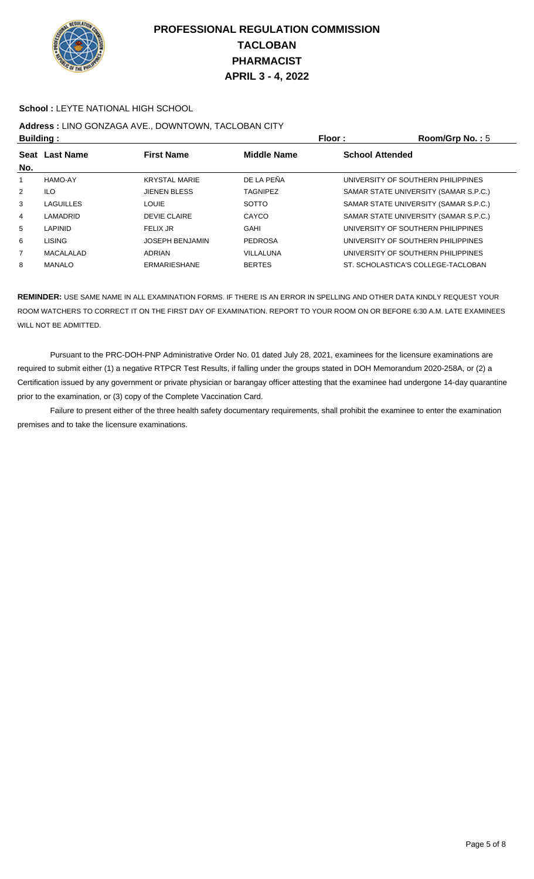# PROFESSIONAL REGULATION COMMISSION
## TACLOBAN
## PHARMACIST
## APRIL 3 - 4, 2022

**School :** LEYTE NATIONAL HIGH SCHOOL

**Address :** LINO GONZAGA AVE., DOWNTOWN, TACLOBAN CITY

**Building :** **Floor :** **Room/Grp No. :** 5

| Seat No. | Last Name | First Name | Middle Name | School Attended |
|---|---|---|---|---|
| 1 | HAMO-AY | KRYSTAL MARIE | DE LA PEÑA | UNIVERSITY OF SOUTHERN PHILIPPINES |
| 2 | ILO | JIENEN BLESS | TAGNIPEZ | SAMAR STATE UNIVERSITY (SAMAR S.P.C.) |
| 3 | LAGUILLES | LOUIE | SOTTO | SAMAR STATE UNIVERSITY (SAMAR S.P.C.) |
| 4 | LAMADRID | DEVIE CLAIRE | CAYCO | SAMAR STATE UNIVERSITY (SAMAR S.P.C.) |
| 5 | LAPINID | FELIX JR | GAHI | UNIVERSITY OF SOUTHERN PHILIPPINES |
| 6 | LISING | JOSEPH BENJAMIN | PEDROSA | UNIVERSITY OF SOUTHERN PHILIPPINES |
| 7 | MACALALAD | ADRIAN | VILLALUNA | UNIVERSITY OF SOUTHERN PHILIPPINES |
| 8 | MANALO | ERMARIESHANE | BERTES | ST. SCHOLASTICA'S COLLEGE-TACLOBAN |

**REMINDER:** USE SAME NAME IN ALL EXAMINATION FORMS. IF THERE IS AN ERROR IN SPELLING AND OTHER DATA KINDLY REQUEST YOUR ROOM WATCHERS TO CORRECT IT ON THE FIRST DAY OF EXAMINATION. REPORT TO YOUR ROOM ON OR BEFORE 6:30 A.M. LATE EXAMINEES WILL NOT BE ADMITTED.

Pursuant to the PRC-DOH-PNP Administrative Order No. 01 dated July 28, 2021, examinees for the licensure examinations are required to submit either (1) a negative RTPCR Test Results, if falling under the groups stated in DOH Memorandum 2020-258A, or (2) a Certification issued by any government or private physician or barangay officer attesting that the examinee had undergone 14-day quarantine prior to the examination, or (3) copy of the Complete Vaccination Card.

Failure to present either of the three health safety documentary requirements, shall prohibit the examinee to enter the examination premises and to take the licensure examinations.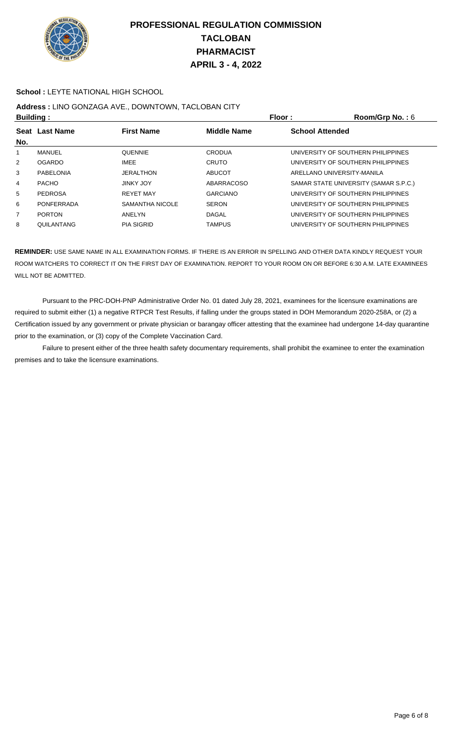# PROFESSIONAL REGULATION COMMISSION
# TACLOBAN
# PHARMACIST
# APRIL 3 - 4, 2022

**School :** LEYTE NATIONAL HIGH SCHOOL

**Address :** LINO GONZAGA AVE., DOWNTOWN, TACLOBAN CITY

**Building :** **Floor :** **Room/Grp No. :** 6

| Seat No. | Last Name | First Name | Middle Name | School Attended |
|---|---|---|---|---|
| 1 | MANUEL | QUENNIE | CRODUA | UNIVERSITY OF SOUTHERN PHILIPPINES |
| 2 | OGARDO | IMEE | CRUTO | UNIVERSITY OF SOUTHERN PHILIPPINES |
| 3 | PABELONIA | JERALTHON | ABUCOT | ARELLANO UNIVERSITY-MANILA |
| 4 | PACHO | JINKY JOY | ABARRACOSO | SAMAR STATE UNIVERSITY (SAMAR S.P.C.) |
| 5 | PEDROSA | REYET MAY | GARCIANO | UNIVERSITY OF SOUTHERN PHILIPPINES |
| 6 | PONFERRADA | SAMANTHA NICOLE | SERON | UNIVERSITY OF SOUTHERN PHILIPPINES |
| 7 | PORTON | ANELYN | DAGAL | UNIVERSITY OF SOUTHERN PHILIPPINES |
| 8 | QUILANTANG | PIA SIGRID | TAMPUS | UNIVERSITY OF SOUTHERN PHILIPPINES |

**REMINDER:** USE SAME NAME IN ALL EXAMINATION FORMS. IF THERE IS AN ERROR IN SPELLING AND OTHER DATA KINDLY REQUEST YOUR ROOM WATCHERS TO CORRECT IT ON THE FIRST DAY OF EXAMINATION. REPORT TO YOUR ROOM ON OR BEFORE 6:30 A.M. LATE EXAMINEES WILL NOT BE ADMITTED.

Pursuant to the PRC-DOH-PNP Administrative Order No. 01 dated July 28, 2021, examinees for the licensure examinations are required to submit either (1) a negative RTPCR Test Results, if falling under the groups stated in DOH Memorandum 2020-258A, or (2) a Certification issued by any government or private physician or barangay officer attesting that the examinee had undergone 14-day quarantine prior to the examination, or (3) copy of the Complete Vaccination Card.

Failure to present either of the three health safety documentary requirements, shall prohibit the examinee to enter the examination premises and to take the licensure examinations.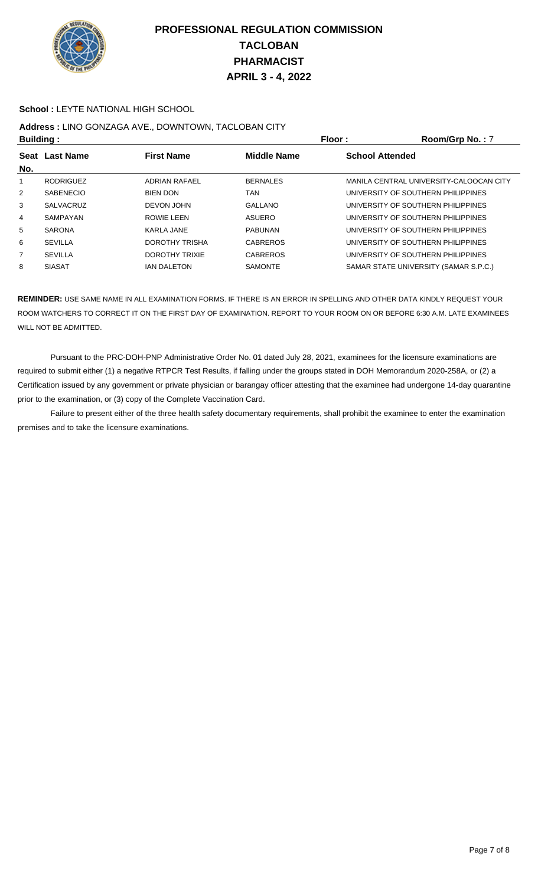# PROFESSIONAL REGULATION COMMISSION
## TACLOBAN
## PHARMACIST
## APRIL 3 - 4, 2022

**School :** LEYTE NATIONAL HIGH SCHOOL

**Address :** LINO GONZAGA AVE., DOWNTOWN, TACLOBAN CITY

**Building :** **Floor :** **Room/Grp No. :** 7

| Seat No. | Last Name | First Name | Middle Name | School Attended |
|---|---|---|---|---|
| 1 | RODRIGUEZ | ADRIAN RAFAEL | BERNALES | MANILA CENTRAL UNIVERSITY-CALOOCAN CITY |
| 2 | SABENECIO | BIEN DON | TAN | UNIVERSITY OF SOUTHERN PHILIPPINES |
| 3 | SALVACRUZ | DEVON JOHN | GALLANO | UNIVERSITY OF SOUTHERN PHILIPPINES |
| 4 | SAMPAYAN | ROWIE LEEN | ASUERO | UNIVERSITY OF SOUTHERN PHILIPPINES |
| 5 | SARONA | KARLA JANE | PABUNAN | UNIVERSITY OF SOUTHERN PHILIPPINES |
| 6 | SEVILLA | DOROTHY TRISHA | CABREROS | UNIVERSITY OF SOUTHERN PHILIPPINES |
| 7 | SEVILLA | DOROTHY TRIXIE | CABREROS | UNIVERSITY OF SOUTHERN PHILIPPINES |
| 8 | SIASAT | IAN DALETON | SAMONTE | SAMAR STATE UNIVERSITY (SAMAR S.P.C.) |

**REMINDER:** USE SAME NAME IN ALL EXAMINATION FORMS. IF THERE IS AN ERROR IN SPELLING AND OTHER DATA KINDLY REQUEST YOUR ROOM WATCHERS TO CORRECT IT ON THE FIRST DAY OF EXAMINATION. REPORT TO YOUR ROOM ON OR BEFORE 6:30 A.M. LATE EXAMINEES WILL NOT BE ADMITTED.

Pursuant to the PRC-DOH-PNP Administrative Order No. 01 dated July 28, 2021, examinees for the licensure examinations are required to submit either (1) a negative RTPCR Test Results, if falling under the groups stated in DOH Memorandum 2020-258A, or (2) a Certification issued by any government or private physician or barangay officer attesting that the examinee had undergone 14-day quarantine prior to the examination, or (3) copy of the Complete Vaccination Card.

Failure to present either of the three health safety documentary requirements, shall prohibit the examinee to enter the examination premises and to take the licensure examinations.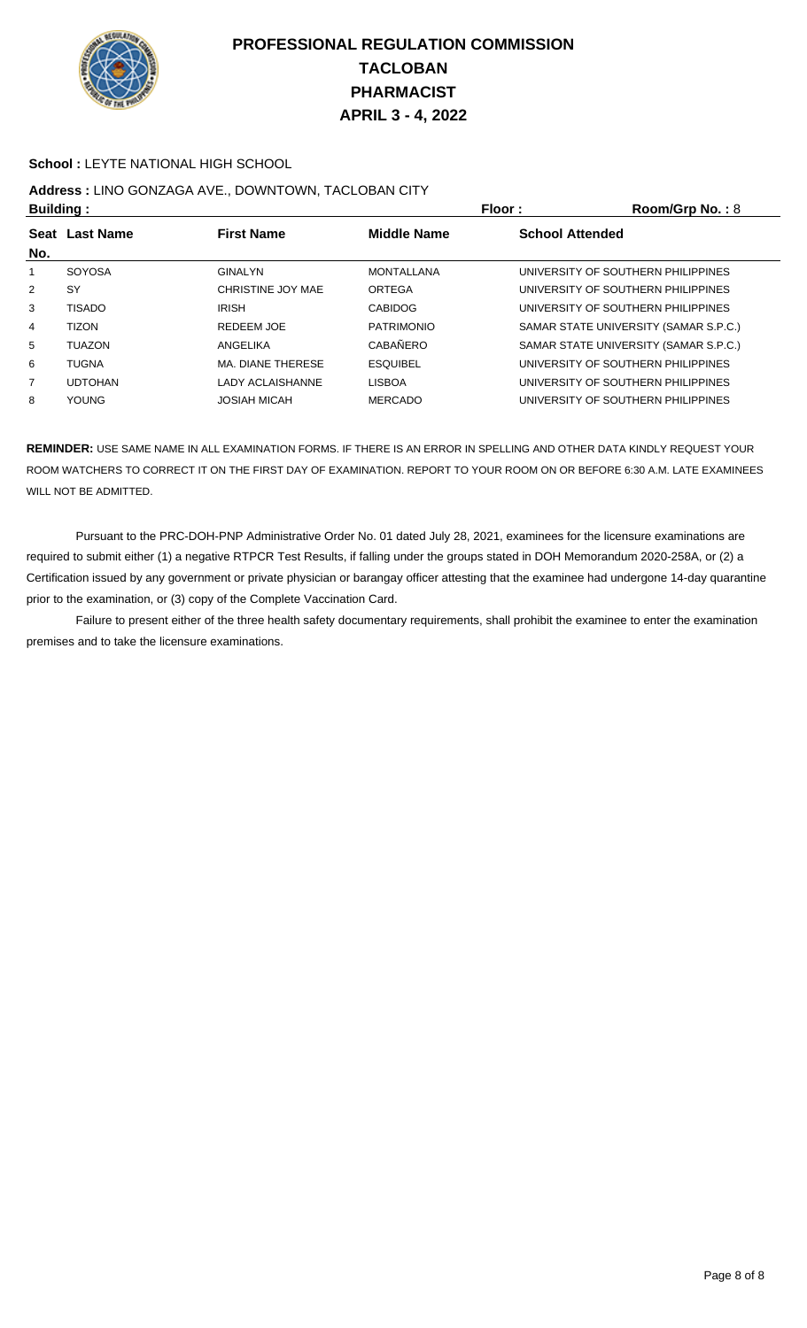# PROFESSIONAL REGULATION COMMISSION
## TACLOBAN
## PHARMACIST
## APRIL 3 - 4, 2022

**School :** LEYTE NATIONAL HIGH SCHOOL

**Address :** LINO GONZAGA AVE., DOWNTOWN, TACLOBAN CITY

**Building :** **Floor :** **Room/Grp No. :** 8

| Seat No. | Last Name | First Name | Middle Name | School Attended |
|---|---|---|---|---|
| 1 | SOYOSA | GINALYN | MONTALLANA | UNIVERSITY OF SOUTHERN PHILIPPINES |
| 2 | SY | CHRISTINE JOY MAE | ORTEGA | UNIVERSITY OF SOUTHERN PHILIPPINES |
| 3 | TISADO | IRISH | CABIDOG | UNIVERSITY OF SOUTHERN PHILIPPINES |
| 4 | TIZON | REDEEM JOE | PATRIMONIO | SAMAR STATE UNIVERSITY (SAMAR S.P.C.) |
| 5 | TUAZON | ANGELIKA | CABAÑERO | SAMAR STATE UNIVERSITY (SAMAR S.P.C.) |
| 6 | TUGNA | MA. DIANE THERESE | ESQUIBEL | UNIVERSITY OF SOUTHERN PHILIPPINES |
| 7 | UDTOHAN | LADY ACLAISHANNE | LISBOA | UNIVERSITY OF SOUTHERN PHILIPPINES |
| 8 | YOUNG | JOSIAH MICAH | MERCADO | UNIVERSITY OF SOUTHERN PHILIPPINES |

**REMINDER:** USE SAME NAME IN ALL EXAMINATION FORMS. IF THERE IS AN ERROR IN SPELLING AND OTHER DATA KINDLY REQUEST YOUR ROOM WATCHERS TO CORRECT IT ON THE FIRST DAY OF EXAMINATION. REPORT TO YOUR ROOM ON OR BEFORE 6:30 A.M. LATE EXAMINEES WILL NOT BE ADMITTED.

Pursuant to the PRC-DOH-PNP Administrative Order No. 01 dated July 28, 2021, examinees for the licensure examinations are required to submit either (1) a negative RTPCR Test Results, if falling under the groups stated in DOH Memorandum 2020-258A, or (2) a Certification issued by any government or private physician or barangay officer attesting that the examinee had undergone 14-day quarantine prior to the examination, or (3) copy of the Complete Vaccination Card.

Failure to present either of the three health safety documentary requirements, shall prohibit the examinee to enter the examination premises and to take the licensure examinations.